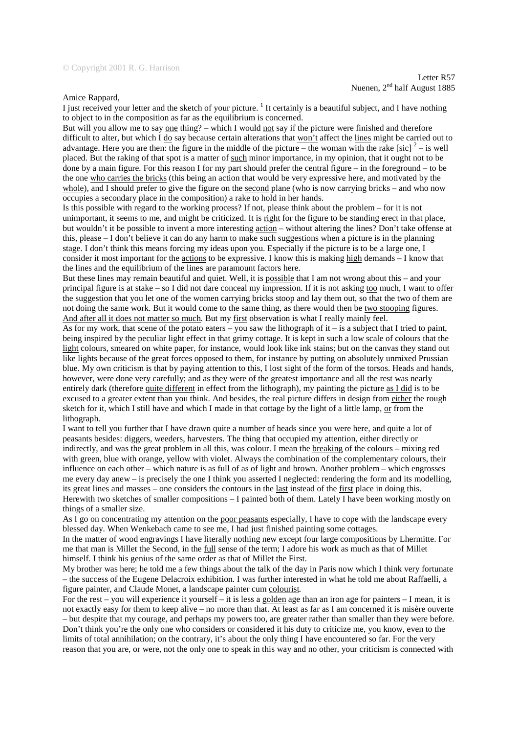© Copyright 2001 R. G. Harrison

Letter R57
Nuenen, 2nd half August 1885

Amice Rappard,

I just received your letter and the sketch of your picture. [1] It certainly is a beautiful subject, and I have nothing to object to in the composition as far as the equilibrium is concerned.

But will you allow me to say one thing? – which I would not say if the picture were finished and therefore difficult to alter, but which I do say because certain alterations that won't affect the lines might be carried out to advantage. Here you are then: the figure in the middle of the picture – the woman with the rake [sic] [2] – is well placed. But the raking of that spot is a matter of such minor importance, in my opinion, that it ought not to be done by a main figure. For this reason I for my part should prefer the central figure – in the foreground – to be the one who carries the bricks (this being an action that would be very expressive here, and motivated by the whole), and I should prefer to give the figure on the second plane (who is now carrying bricks – and who now occupies a secondary place in the composition) a rake to hold in her hands.

Is this possible with regard to the working process? If not, please think about the problem – for it is not unimportant, it seems to me, and might be criticized. It is right for the figure to be standing erect in that place, but wouldn't it be possible to invent a more interesting action – without altering the lines? Don't take offense at this, please – I don't believe it can do any harm to make such suggestions when a picture is in the planning stage. I don't think this means forcing my ideas upon you. Especially if the picture is to be a large one, I consider it most important for the actions to be expressive. I know this is making high demands – I know that the lines and the equilibrium of the lines are paramount factors here.

But these lines may remain beautiful and quiet. Well, it is possible that I am not wrong about this – and your principal figure is at stake – so I did not dare conceal my impression. If it is not asking too much, I want to offer the suggestion that you let one of the women carrying bricks stoop and lay them out, so that the two of them are not doing the same work. But it would come to the same thing, as there would then be two stooping figures. And after all it does not matter so much. But my first observation is what I really mainly feel.

As for my work, that scene of the potato eaters – you saw the lithograph of it – is a subject that I tried to paint, being inspired by the peculiar light effect in that grimy cottage. It is kept in such a low scale of colours that the light colours, smeared on white paper, for instance, would look like ink stains; but on the canvas they stand out like lights because of the great forces opposed to them, for instance by putting on absolutely unmixed Prussian blue. My own criticism is that by paying attention to this, I lost sight of the form of the torsos. Heads and hands, however, were done very carefully; and as they were of the greatest importance and all the rest was nearly entirely dark (therefore quite different in effect from the lithograph), my painting the picture as I did is to be excused to a greater extent than you think. And besides, the real picture differs in design from either the rough sketch for it, which I still have and which I made in that cottage by the light of a little lamp, or from the lithograph.

I want to tell you further that I have drawn quite a number of heads since you were here, and quite a lot of peasants besides: diggers, weeders, harvesters. The thing that occupied my attention, either directly or indirectly, and was the great problem in all this, was colour. I mean the breaking of the colours – mixing red with green, blue with orange, yellow with violet. Always the combination of the complementary colours, their influence on each other – which nature is as full of as of light and brown. Another problem – which engrosses me every day anew – is precisely the one I think you asserted I neglected: rendering the form and its modelling, its great lines and masses – one considers the contours in the last instead of the first place in doing this.

Herewith two sketches of smaller compositions – I painted both of them. Lately I have been working mostly on things of a smaller size.

As I go on concentrating my attention on the poor peasants especially, I have to cope with the landscape every blessed day. When Wenkebach came to see me, I had just finished painting some cottages.

In the matter of wood engravings I have literally nothing new except four large compositions by Lhermitte. For me that man is Millet the Second, in the full sense of the term; I adore his work as much as that of Millet himself. I think his genius of the same order as that of Millet the First.

My brother was here; he told me a few things about the talk of the day in Paris now which I think very fortunate – the success of the Eugene Delacroix exhibition. I was further interested in what he told me about Raffaelli, a figure painter, and Claude Monet, a landscape painter cum colourist.

For the rest – you will experience it yourself – it is less a golden age than an iron age for painters – I mean, it is not exactly easy for them to keep alive – no more than that. At least as far as I am concerned it is misère ouverte – but despite that my courage, and perhaps my powers too, are greater rather than smaller than they were before. Don't think you're the only one who considers or considered it his duty to criticize me, you know, even to the limits of total annihilation; on the contrary, it's about the only thing I have encountered so far. For the very reason that you are, or were, not the only one to speak in this way and no other, your criticism is connected with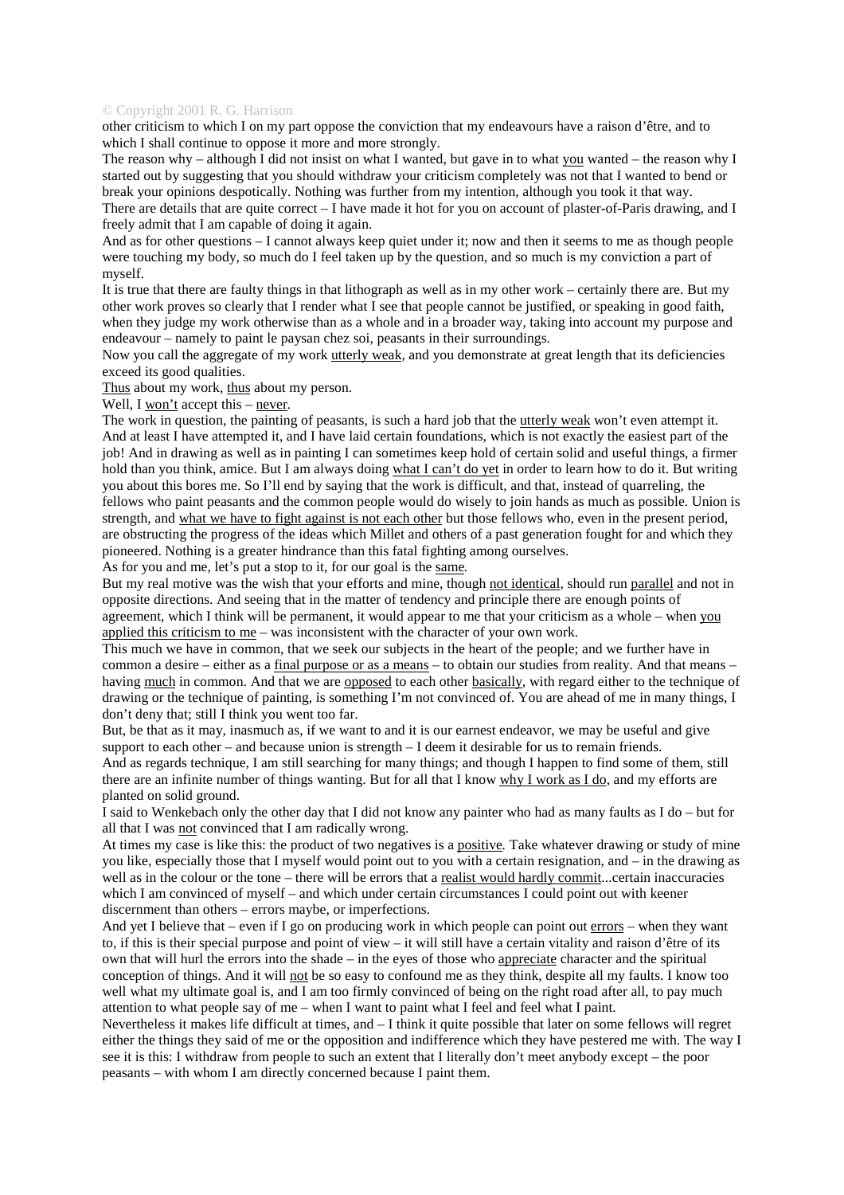other criticism to which I on my part oppose the conviction that my endeavours have a raison d'être, and to which I shall continue to oppose it more and more strongly.

The reason why – although I did not insist on what I wanted, but gave in to what you wanted – the reason why I started out by suggesting that you should withdraw your criticism completely was not that I wanted to bend or break your opinions despotically. Nothing was further from my intention, although you took it that way.

There are details that are quite correct – I have made it hot for you on account of plaster-of-Paris drawing, and I freely admit that I am capable of doing it again.

And as for other questions – I cannot always keep quiet under it; now and then it seems to me as though people were touching my body, so much do I feel taken up by the question, and so much is my conviction a part of myself.

It is true that there are faulty things in that lithograph as well as in my other work – certainly there are. But my other work proves so clearly that I render what I see that people cannot be justified, or speaking in good faith, when they judge my work otherwise than as a whole and in a broader way, taking into account my purpose and endeavour – namely to paint le paysan chez soi, peasants in their surroundings.

Now you call the aggregate of my work utterly weak, and you demonstrate at great length that its deficiencies exceed its good qualities.

Thus about my work, thus about my person.

Well, I won't accept this – never.

The work in question, the painting of peasants, is such a hard job that the utterly weak won't even attempt it. And at least I have attempted it, and I have laid certain foundations, which is not exactly the easiest part of the job! And in drawing as well as in painting I can sometimes keep hold of certain solid and useful things, a firmer hold than you think, amice. But I am always doing what I can't do yet in order to learn how to do it. But writing you about this bores me. So I'll end by saying that the work is difficult, and that, instead of quarreling, the fellows who paint peasants and the common people would do wisely to join hands as much as possible. Union is strength, and what we have to fight against is not each other but those fellows who, even in the present period, are obstructing the progress of the ideas which Millet and others of a past generation fought for and which they pioneered. Nothing is a greater hindrance than this fatal fighting among ourselves.

As for you and me, let's put a stop to it, for our goal is the same.

But my real motive was the wish that your efforts and mine, though not identical, should run parallel and not in opposite directions. And seeing that in the matter of tendency and principle there are enough points of agreement, which I think will be permanent, it would appear to me that your criticism as a whole – when you applied this criticism to me – was inconsistent with the character of your own work.

This much we have in common, that we seek our subjects in the heart of the people; and we further have in common a desire – either as a final purpose or as a means – to obtain our studies from reality. And that means – having much in common. And that we are opposed to each other basically, with regard either to the technique of drawing or the technique of painting, is something I'm not convinced of. You are ahead of me in many things, I don't deny that; still I think you went too far.

But, be that as it may, inasmuch as, if we want to and it is our earnest endeavor, we may be useful and give support to each other – and because union is strength – I deem it desirable for us to remain friends.

And as regards technique, I am still searching for many things; and though I happen to find some of them, still there are an infinite number of things wanting. But for all that I know why I work as I do, and my efforts are planted on solid ground.

I said to Wenkebach only the other day that I did not know any painter who had as many faults as I do – but for all that I was not convinced that I am radically wrong.

At times my case is like this: the product of two negatives is a positive. Take whatever drawing or study of mine you like, especially those that I myself would point out to you with a certain resignation, and – in the drawing as well as in the colour or the tone – there will be errors that a realist would hardly commit...certain inaccuracies which I am convinced of myself – and which under certain circumstances I could point out with keener discernment than others – errors maybe, or imperfections.

And yet I believe that – even if I go on producing work in which people can point out errors – when they want to, if this is their special purpose and point of view – it will still have a certain vitality and raison d'être of its own that will hurl the errors into the shade – in the eyes of those who appreciate character and the spiritual conception of things. And it will not be so easy to confound me as they think, despite all my faults. I know too well what my ultimate goal is, and I am too firmly convinced of being on the right road after all, to pay much attention to what people say of me – when I want to paint what I feel and feel what I paint.

Nevertheless it makes life difficult at times, and – I think it quite possible that later on some fellows will regret either the things they said of me or the opposition and indifference which they have pestered me with. The way I see it is this: I withdraw from people to such an extent that I literally don't meet anybody except – the poor peasants – with whom I am directly concerned because I paint them.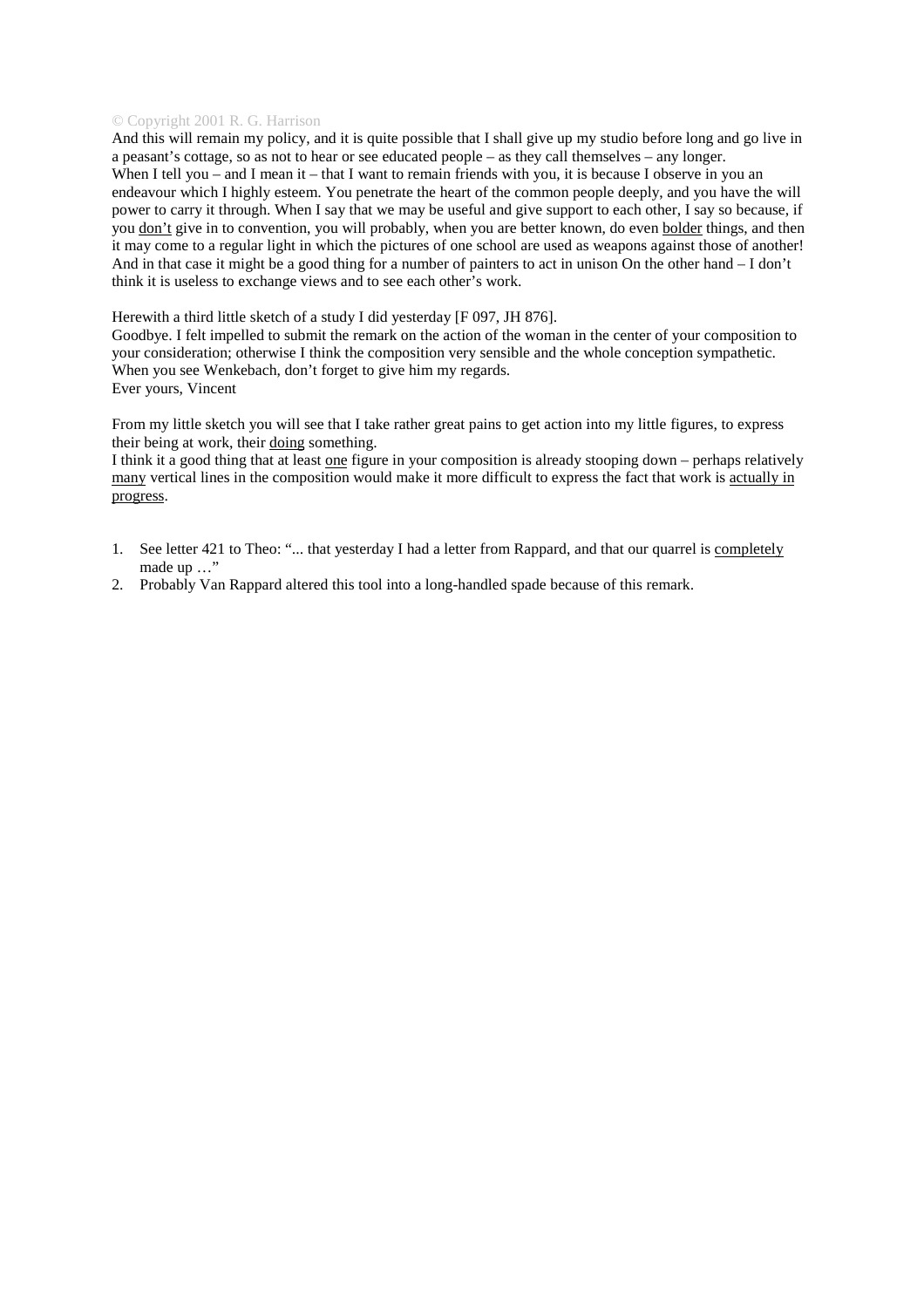And this will remain my policy, and it is quite possible that I shall give up my studio before long and go live in a peasant's cottage, so as not to hear or see educated people – as they call themselves – any longer.
When I tell you – and I mean it – that I want to remain friends with you, it is because I observe in you an endeavour which I highly esteem. You penetrate the heart of the common people deeply, and you have the will power to carry it through. When I say that we may be useful and give support to each other, I say so because, if you <u>don't</u> give in to convention, you will probably, when you are better known, do even <u>bolder</u> things, and then it may come to a regular light in which the pictures of one school are used as weapons against those of another! And in that case it might be a good thing for a number of painters to act in unison On the other hand – I don't think it is useless to exchange views and to see each other's work.

Herewith a third little sketch of a study I did yesterday [F 097, JH 876].
Goodbye. I felt impelled to submit the remark on the action of the woman in the center of your composition to your consideration; otherwise I think the composition very sensible and the whole conception sympathetic.
When you see Wenkebach, don't forget to give him my regards.
Ever yours, Vincent

From my little sketch you will see that I take rather great pains to get action into my little figures, to express their being at work, their <u>doing</u> something.
I think it a good thing that at least <u>one</u> figure in your composition is already stooping down – perhaps relatively <u>many</u> vertical lines in the composition would make it more difficult to express the fact that work is <u>actually in progress</u>.

1. See letter 421 to Theo: "... that yesterday I had a letter from Rappard, and that our quarrel is <u>completely</u> made up …"
2. Probably Van Rappard altered this tool into a long-handled spade because of this remark.